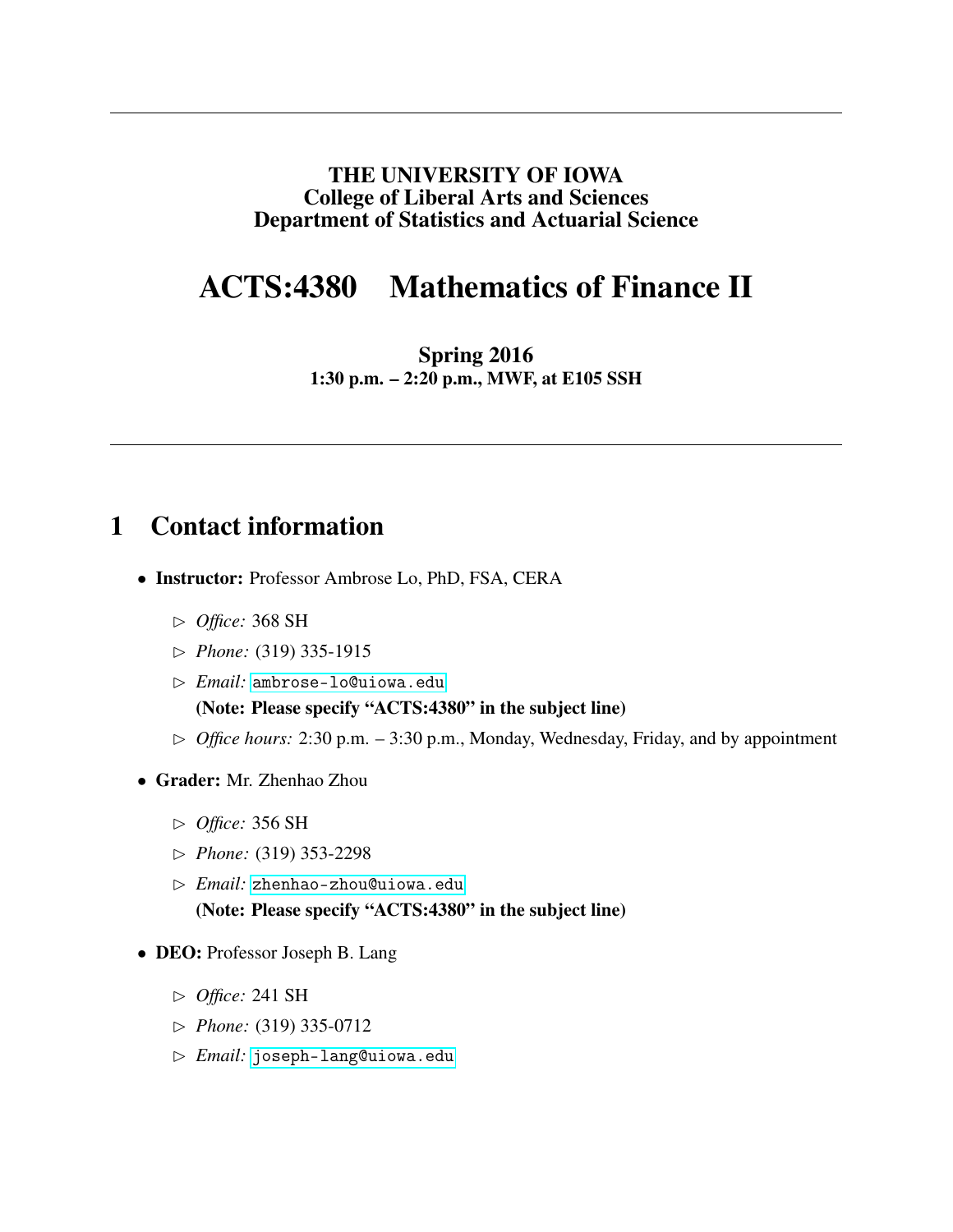**THE UNIVERSITY OF IOWA**
**College of Liberal Arts and Sciences**
**Department of Statistics and Actuarial Science**

# ACTS:4380 Mathematics of Finance II

**Spring 2016**
**1:30 p.m. – 2:20 p.m., MWF, at E105 SSH**

## 1 Contact information

- **Instructor:** Professor Ambrose Lo, PhD, FSA, CERA
  - ▷ *Office:* 368 SH
  - ▷ *Phone:* (319) 335-1915
  - ▷ *Email:* ambrose-lo@uiowa.edu
    **(Note: Please specify "ACTS:4380" in the subject line)**
  - ▷ *Office hours:* 2:30 p.m. – 3:30 p.m., Monday, Wednesday, Friday, and by appointment
- **Grader:** Mr. Zhenhao Zhou
  - ▷ *Office:* 356 SH
  - ▷ *Phone:* (319) 353-2298
  - ▷ *Email:* zhenhao-zhou@uiowa.edu
    **(Note: Please specify "ACTS:4380" in the subject line)**
- **DEO:** Professor Joseph B. Lang
  - ▷ *Office:* 241 SH
  - ▷ *Phone:* (319) 335-0712
  - ▷ *Email:* joseph-lang@uiowa.edu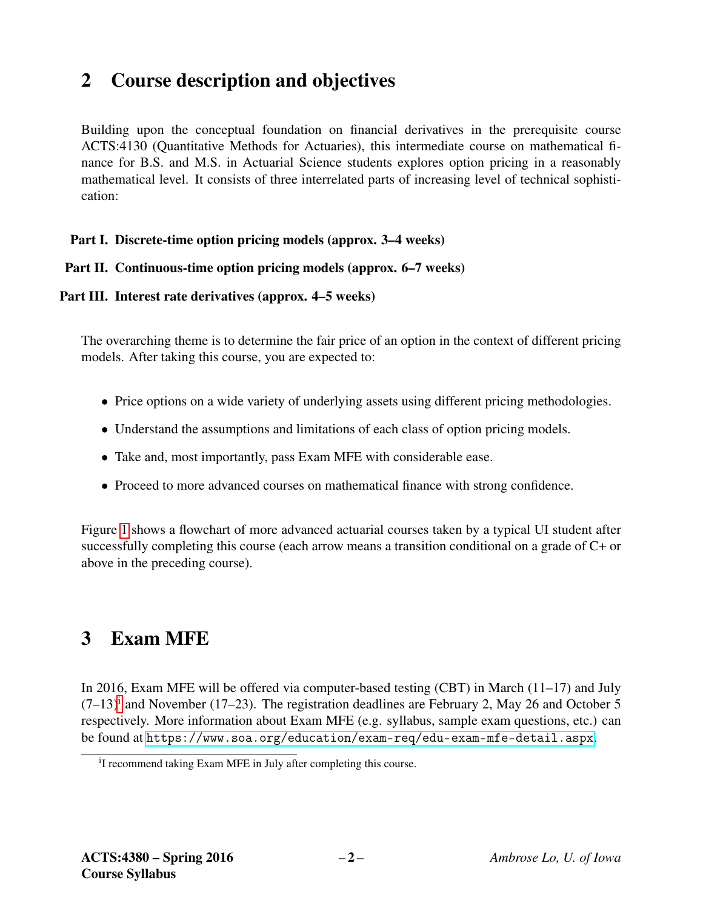## 2 Course description and objectives

Building upon the conceptual foundation on financial derivatives in the prerequisite course ACTS:4130 (Quantitative Methods for Actuaries), this intermediate course on mathematical finance for B.S. and M.S. in Actuarial Science students explores option pricing in a reasonably mathematical level. It consists of three interrelated parts of increasing level of technical sophistication:

**Part I. Discrete-time option pricing models (approx. 3–4 weeks)**

**Part II. Continuous-time option pricing models (approx. 6–7 weeks)**

**Part III. Interest rate derivatives (approx. 4–5 weeks)**

The overarching theme is to determine the fair price of an option in the context of different pricing models. After taking this course, you are expected to:

- Price options on a wide variety of underlying assets using different pricing methodologies.
- Understand the assumptions and limitations of each class of option pricing models.
- Take and, most importantly, pass Exam MFE with considerable ease.
- Proceed to more advanced courses on mathematical finance with strong confidence.

Figure 1 shows a flowchart of more advanced actuarial courses taken by a typical UI student after successfully completing this course (each arrow means a transition conditional on a grade of C+ or above in the preceding course).

## 3 Exam MFE

In 2016, Exam MFE will be offered via computer-based testing (CBT) in March (11–17) and July (7–13)[i] and November (17–23). The registration deadlines are February 2, May 26 and October 5 respectively. More information about Exam MFE (e.g. syllabus, sample exam questions, etc.) can be found at https://www.soa.org/education/exam-req/edu-exam-mfe-detail.aspx.

[i] I recommend taking Exam MFE in July after completing this course.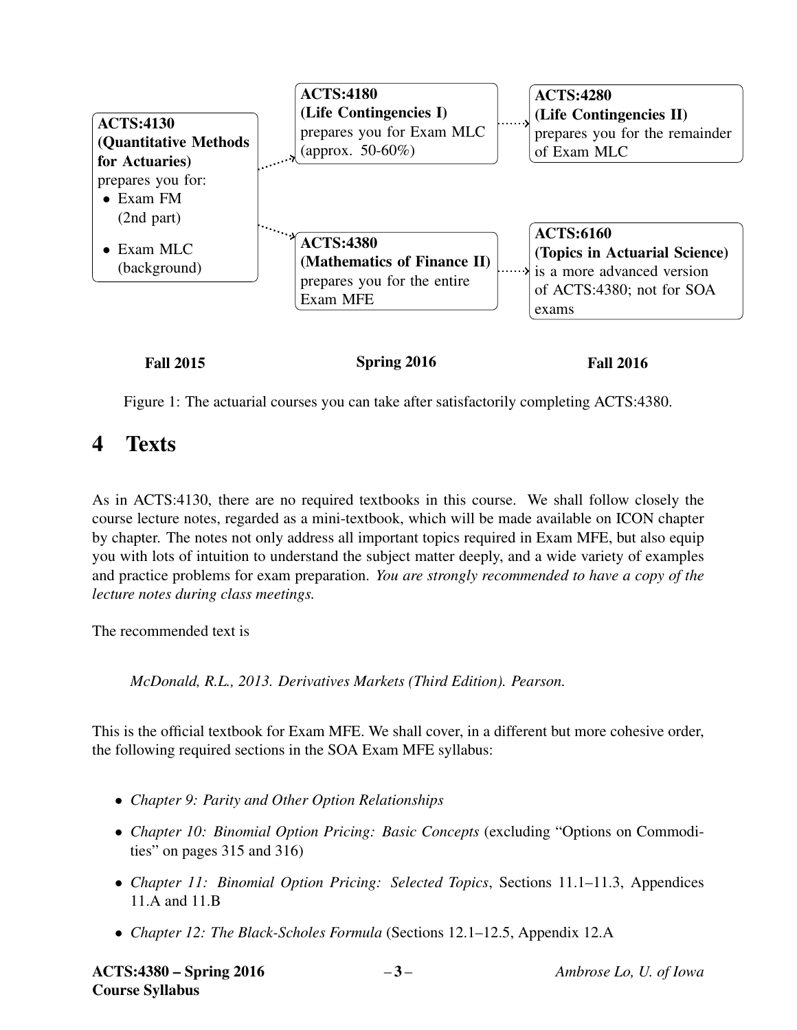**ACTS:4130 (Quantitative Methods for Actuaries)** prepares you for:
- Exam FM (2nd part)
- Exam MLC (background)

**ACTS:4180 (Life Contingencies I)** prepares you for Exam MLC (approx. 50-60%)

**ACTS:4280 (Life Contingencies II)** prepares you for the remainder of Exam MLC

**ACTS:4380 (Mathematics of Finance II)** prepares you for the entire Exam MFE

**ACTS:6160 (Topics in Actuarial Science)** is a more advanced version of ACTS:4380; not for SOA exams

**Fall 2015** | **Spring 2016** | **Fall 2016**

Figure 1: The actuarial courses you can take after satisfactorily completing ACTS:4380.

# 4 Texts

As in ACTS:4130, there are no required textbooks in this course. We shall follow closely the course lecture notes, regarded as a mini-textbook, which will be made available on ICON chapter by chapter. The notes not only address all important topics required in Exam MFE, but also equip you with lots of intuition to understand the subject matter deeply, and a wide variety of examples and practice problems for exam preparation. *You are strongly recommended to have a copy of the lecture notes during class meetings.*

The recommended text is

> *McDonald, R.L., 2013. Derivatives Markets (Third Edition). Pearson.*

This is the official textbook for Exam MFE. We shall cover, in a different but more cohesive order, the following required sections in the SOA Exam MFE syllabus:

- *Chapter 9: Parity and Other Option Relationships*
- *Chapter 10: Binomial Option Pricing: Basic Concepts* (excluding "Options on Commodities" on pages 315 and 316)
- *Chapter 11: Binomial Option Pricing: Selected Topics*, Sections 11.1–11.3, Appendices 11.A and 11.B
- *Chapter 12: The Black-Scholes Formula* (Sections 12.1–12.5, Appendix 12.A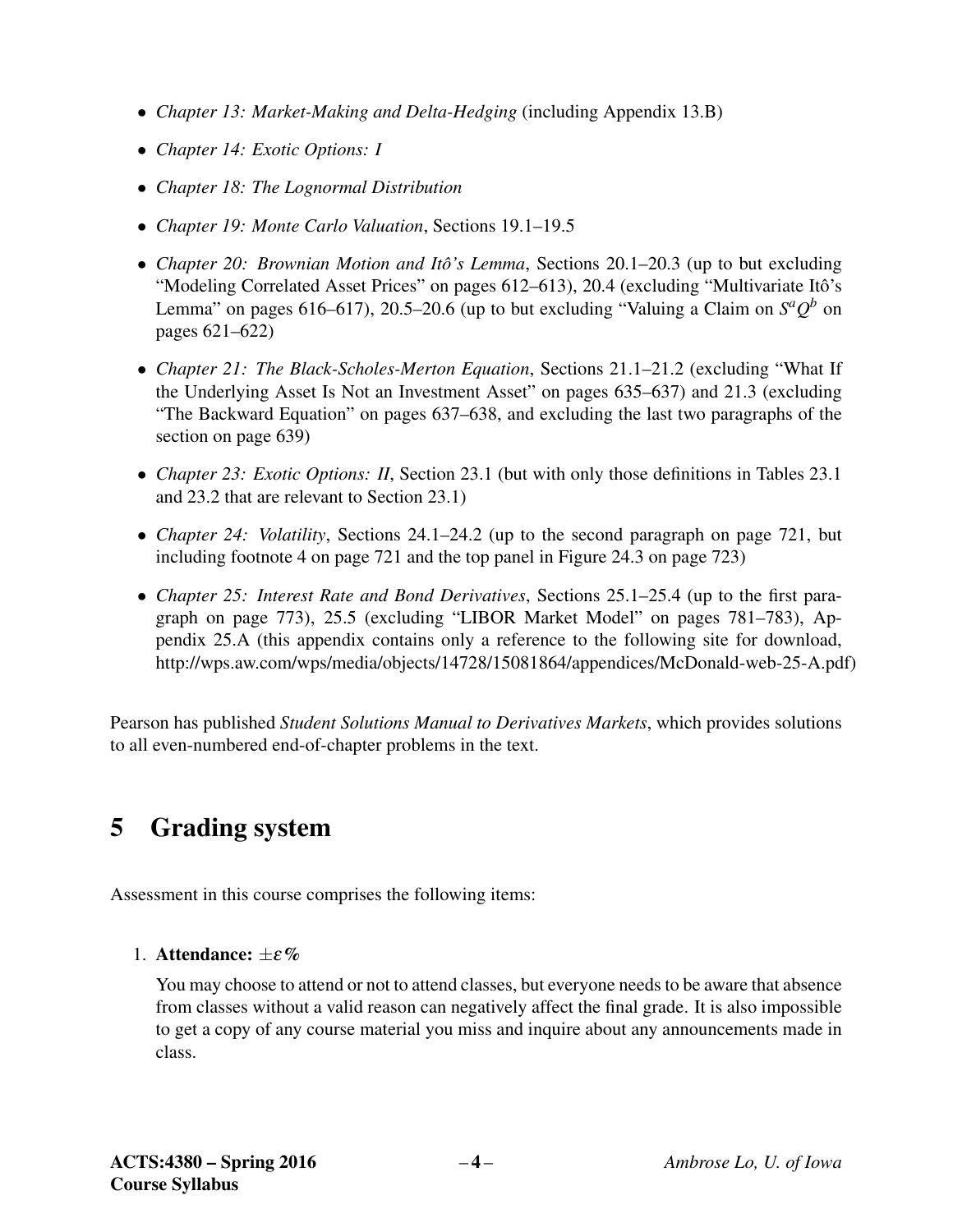- *Chapter 13: Market-Making and Delta-Hedging* (including Appendix 13.B)
- *Chapter 14: Exotic Options: I*
- *Chapter 18: The Lognormal Distribution*
- *Chapter 19: Monte Carlo Valuation*, Sections 19.1–19.5
- *Chapter 20: Brownian Motion and Itô's Lemma*, Sections 20.1–20.3 (up to but excluding "Modeling Correlated Asset Prices" on pages 612–613), 20.4 (excluding "Multivariate Itô's Lemma" on pages 616–617), 20.5–20.6 (up to but excluding "Valuing a Claim on $S^aQ^b$ on pages 621–622)
- *Chapter 21: The Black-Scholes-Merton Equation*, Sections 21.1–21.2 (excluding "What If the Underlying Asset Is Not an Investment Asset" on pages 635–637) and 21.3 (excluding "The Backward Equation" on pages 637–638, and excluding the last two paragraphs of the section on page 639)
- *Chapter 23: Exotic Options: II*, Section 23.1 (but with only those definitions in Tables 23.1 and 23.2 that are relevant to Section 23.1)
- *Chapter 24: Volatility*, Sections 24.1–24.2 (up to the second paragraph on page 721, but including footnote 4 on page 721 and the top panel in Figure 24.3 on page 723)
- *Chapter 25: Interest Rate and Bond Derivatives*, Sections 25.1–25.4 (up to the first paragraph on page 773), 25.5 (excluding "LIBOR Market Model" on pages 781–783), Appendix 25.A (this appendix contains only a reference to the following site for download, http://wps.aw.com/wps/media/objects/14728/15081864/appendices/McDonald-web-25-A.pdf)

Pearson has published *Student Solutions Manual to Derivatives Markets*, which provides solutions to all even-numbered end-of-chapter problems in the text.

# 5 Grading system

Assessment in this course comprises the following items:

1. **Attendance: $\pm\varepsilon\%$**

   You may choose to attend or not to attend classes, but everyone needs to be aware that absence from classes without a valid reason can negatively affect the final grade. It is also impossible to get a copy of any course material you miss and inquire about any announcements made in class.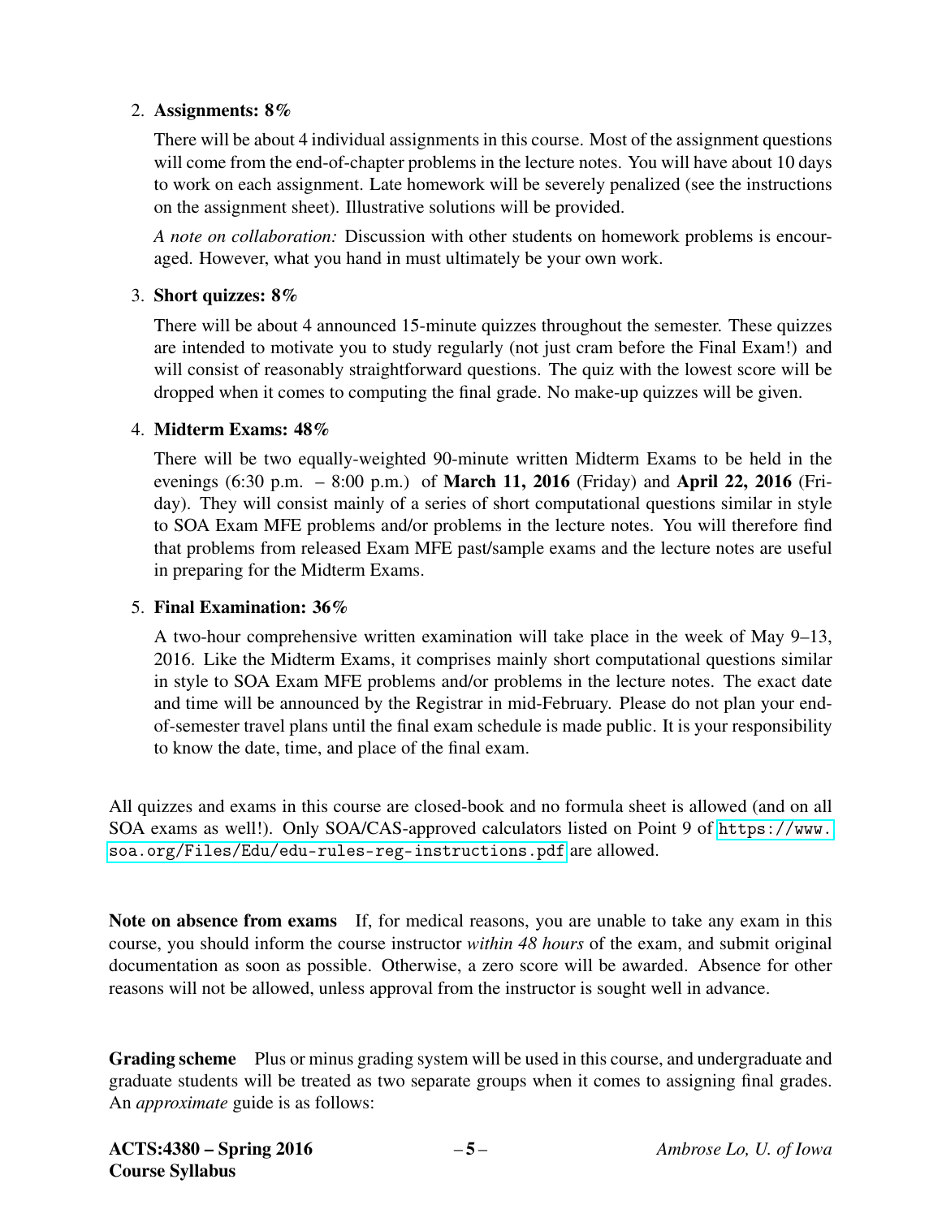2. **Assignments: 8%**

   There will be about 4 individual assignments in this course. Most of the assignment questions will come from the end-of-chapter problems in the lecture notes. You will have about 10 days to work on each assignment. Late homework will be severely penalized (see the instructions on the assignment sheet). Illustrative solutions will be provided.

   *A note on collaboration:* Discussion with other students on homework problems is encouraged. However, what you hand in must ultimately be your own work.

3. **Short quizzes: 8%**

   There will be about 4 announced 15-minute quizzes throughout the semester. These quizzes are intended to motivate you to study regularly (not just cram before the Final Exam!) and will consist of reasonably straightforward questions. The quiz with the lowest score will be dropped when it comes to computing the final grade. No make-up quizzes will be given.

4. **Midterm Exams: 48%**

   There will be two equally-weighted 90-minute written Midterm Exams to be held in the evenings (6:30 p.m. – 8:00 p.m.) of **March 11, 2016** (Friday) and **April 22, 2016** (Friday). They will consist mainly of a series of short computational questions similar in style to SOA Exam MFE problems and/or problems in the lecture notes. You will therefore find that problems from released Exam MFE past/sample exams and the lecture notes are useful in preparing for the Midterm Exams.

5. **Final Examination: 36%**

   A two-hour comprehensive written examination will take place in the week of May 9–13, 2016. Like the Midterm Exams, it comprises mainly short computational questions similar in style to SOA Exam MFE problems and/or problems in the lecture notes. The exact date and time will be announced by the Registrar in mid-February. Please do not plan your end-of-semester travel plans until the final exam schedule is made public. It is your responsibility to know the date, time, and place of the final exam.

All quizzes and exams in this course are closed-book and no formula sheet is allowed (and on all SOA exams as well!). Only SOA/CAS-approved calculators listed on Point 9 of `https://www.soa.org/Files/Edu/edu-rules-reg-instructions.pdf` are allowed.

**Note on absence from exams** If, for medical reasons, you are unable to take any exam in this course, you should inform the course instructor *within 48 hours* of the exam, and submit original documentation as soon as possible. Otherwise, a zero score will be awarded. Absence for other reasons will not be allowed, unless approval from the instructor is sought well in advance.

**Grading scheme** Plus or minus grading system will be used in this course, and undergraduate and graduate students will be treated as two separate groups when it comes to assigning final grades. An *approximate* guide is as follows: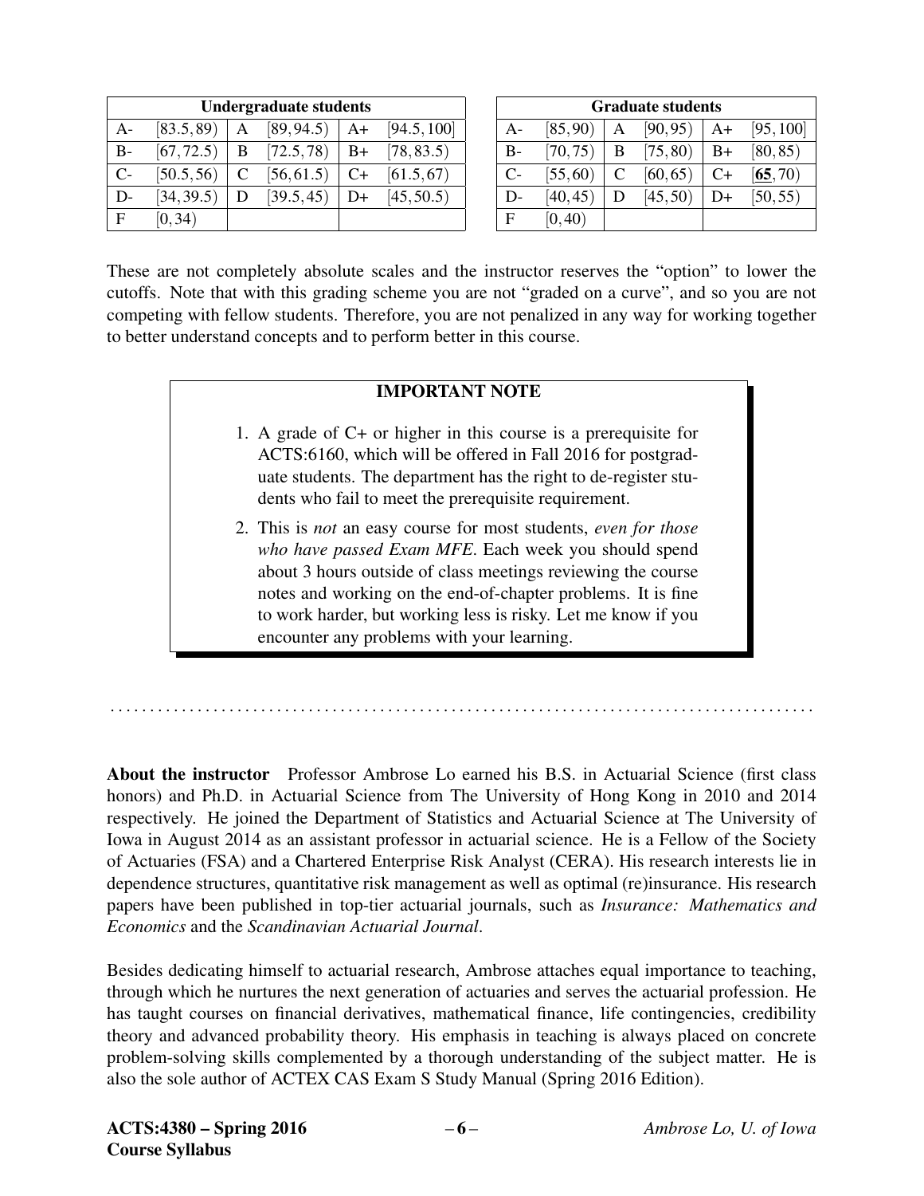| Undergraduate students | | | | | |
|---|---|---|---|---|---|
| A- | $[83.5, 89)$ | A | $[89, 94.5)$ | A+ | $[94.5, 100]$ |
| B- | $[67, 72.5)$ | B | $[72.5, 78)$ | B+ | $[78, 83.5)$ |
| C- | $[50.5, 56)$ | C | $[56, 61.5)$ | C+ | $[61.5, 67)$ |
| D- | $[34, 39.5)$ | D | $[39.5, 45)$ | D+ | $[45, 50.5)$ |
| F | $[0, 34)$ | | | | |

| Graduate students | | | | | |
|---|---|---|---|---|---|
| A- | $[85, 90)$ | A | $[90, 95)$ | A+ | $[95, 100]$ |
| B- | $[70, 75)$ | B | $[75, 80)$ | B+ | $[80, 85)$ |
| C- | $[55, 60)$ | C | $[60, 65)$ | C+ | $[\underline{\mathbf{65}}, 70)$ |
| D- | $[40, 45)$ | D | $[45, 50)$ | D+ | $[50, 55)$ |
| F | $[0, 40)$ | | | | |

These are not completely absolute scales and the instructor reserves the "option" to lower the cutoffs. Note that with this grading scheme you are not "graded on a curve", and so you are not competing with fellow students. Therefore, you are not penalized in any way for working together to better understand concepts and to perform better in this course.

**IMPORTANT NOTE**

1. A grade of C+ or higher in this course is a prerequisite for ACTS:6160, which will be offered in Fall 2016 for postgraduate students. The department has the right to de-register students who fail to meet the prerequisite requirement.
2. This is *not* an easy course for most students, *even for those who have passed Exam MFE*. Each week you should spend about 3 hours outside of class meetings reviewing the course notes and working on the end-of-chapter problems. It is fine to work harder, but working less is risky. Let me know if you encounter any problems with your learning.

**About the instructor** Professor Ambrose Lo earned his B.S. in Actuarial Science (first class honors) and Ph.D. in Actuarial Science from The University of Hong Kong in 2010 and 2014 respectively. He joined the Department of Statistics and Actuarial Science at The University of Iowa in August 2014 as an assistant professor in actuarial science. He is a Fellow of the Society of Actuaries (FSA) and a Chartered Enterprise Risk Analyst (CERA). His research interests lie in dependence structures, quantitative risk management as well as optimal (re)insurance. His research papers have been published in top-tier actuarial journals, such as *Insurance: Mathematics and Economics* and the *Scandinavian Actuarial Journal*.

Besides dedicating himself to actuarial research, Ambrose attaches equal importance to teaching, through which he nurtures the next generation of actuaries and serves the actuarial profession. He has taught courses on financial derivatives, mathematical finance, life contingencies, credibility theory and advanced probability theory. His emphasis in teaching is always placed on concrete problem-solving skills complemented by a thorough understanding of the subject matter. He is also the sole author of ACTEX CAS Exam S Study Manual (Spring 2016 Edition).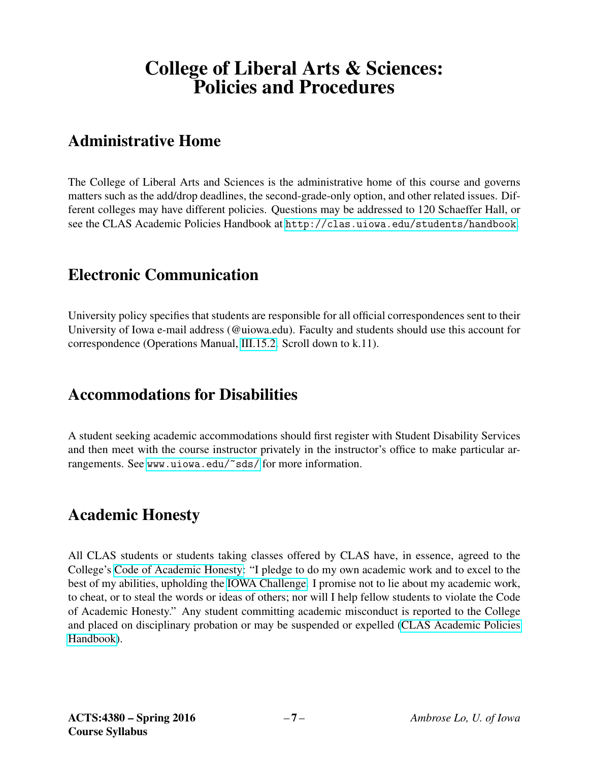# College of Liberal Arts & Sciences: Policies and Procedures

## Administrative Home

The College of Liberal Arts and Sciences is the administrative home of this course and governs matters such as the add/drop deadlines, the second-grade-only option, and other related issues. Different colleges may have different policies. Questions may be addressed to 120 Schaeffer Hall, or see the CLAS Academic Policies Handbook at http://clas.uiowa.edu/students/handbook.

## Electronic Communication

University policy specifies that students are responsible for all official correspondences sent to their University of Iowa e-mail address (@uiowa.edu). Faculty and students should use this account for correspondence (Operations Manual, III.15.2. Scroll down to k.11).

## Accommodations for Disabilities

A student seeking academic accommodations should first register with Student Disability Services and then meet with the course instructor privately in the instructor's office to make particular arrangements. See www.uiowa.edu/~sds/ for more information.

## Academic Honesty

All CLAS students or students taking classes offered by CLAS have, in essence, agreed to the College's Code of Academic Honesty: "I pledge to do my own academic work and to excel to the best of my abilities, upholding the IOWA Challenge. I promise not to lie about my academic work, to cheat, or to steal the words or ideas of others; nor will I help fellow students to violate the Code of Academic Honesty." Any student committing academic misconduct is reported to the College and placed on disciplinary probation or may be suspended or expelled (CLAS Academic Policies Handbook).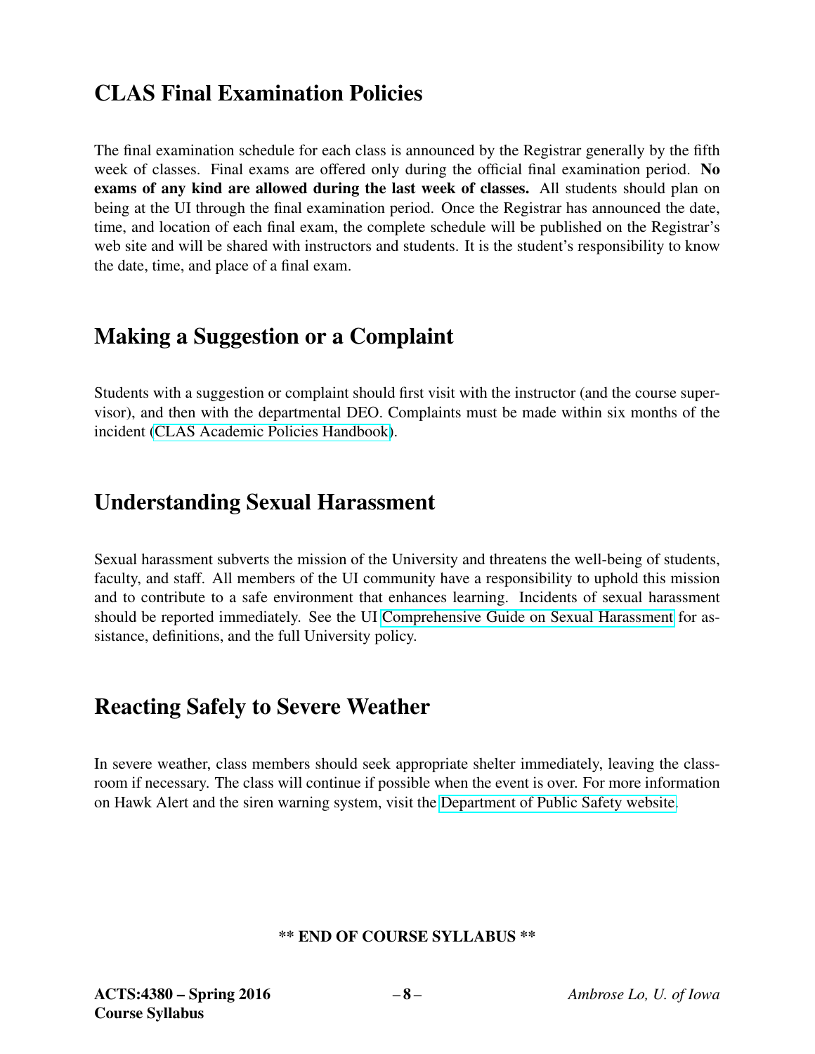## CLAS Final Examination Policies

The final examination schedule for each class is announced by the Registrar generally by the fifth week of classes. Final exams are offered only during the official final examination period. **No exams of any kind are allowed during the last week of classes.** All students should plan on being at the UI through the final examination period. Once the Registrar has announced the date, time, and location of each final exam, the complete schedule will be published on the Registrar's web site and will be shared with instructors and students. It is the student's responsibility to know the date, time, and place of a final exam.

## Making a Suggestion or a Complaint

Students with a suggestion or complaint should first visit with the instructor (and the course supervisor), and then with the departmental DEO. Complaints must be made within six months of the incident (CLAS Academic Policies Handbook).

## Understanding Sexual Harassment

Sexual harassment subverts the mission of the University and threatens the well-being of students, faculty, and staff. All members of the UI community have a responsibility to uphold this mission and to contribute to a safe environment that enhances learning. Incidents of sexual harassment should be reported immediately. See the UI Comprehensive Guide on Sexual Harassment for assistance, definitions, and the full University policy.

## Reacting Safely to Severe Weather

In severe weather, class members should seek appropriate shelter immediately, leaving the classroom if necessary. The class will continue if possible when the event is over. For more information on Hawk Alert and the siren warning system, visit the Department of Public Safety website.

**\*\* END OF COURSE SYLLABUS \*\***